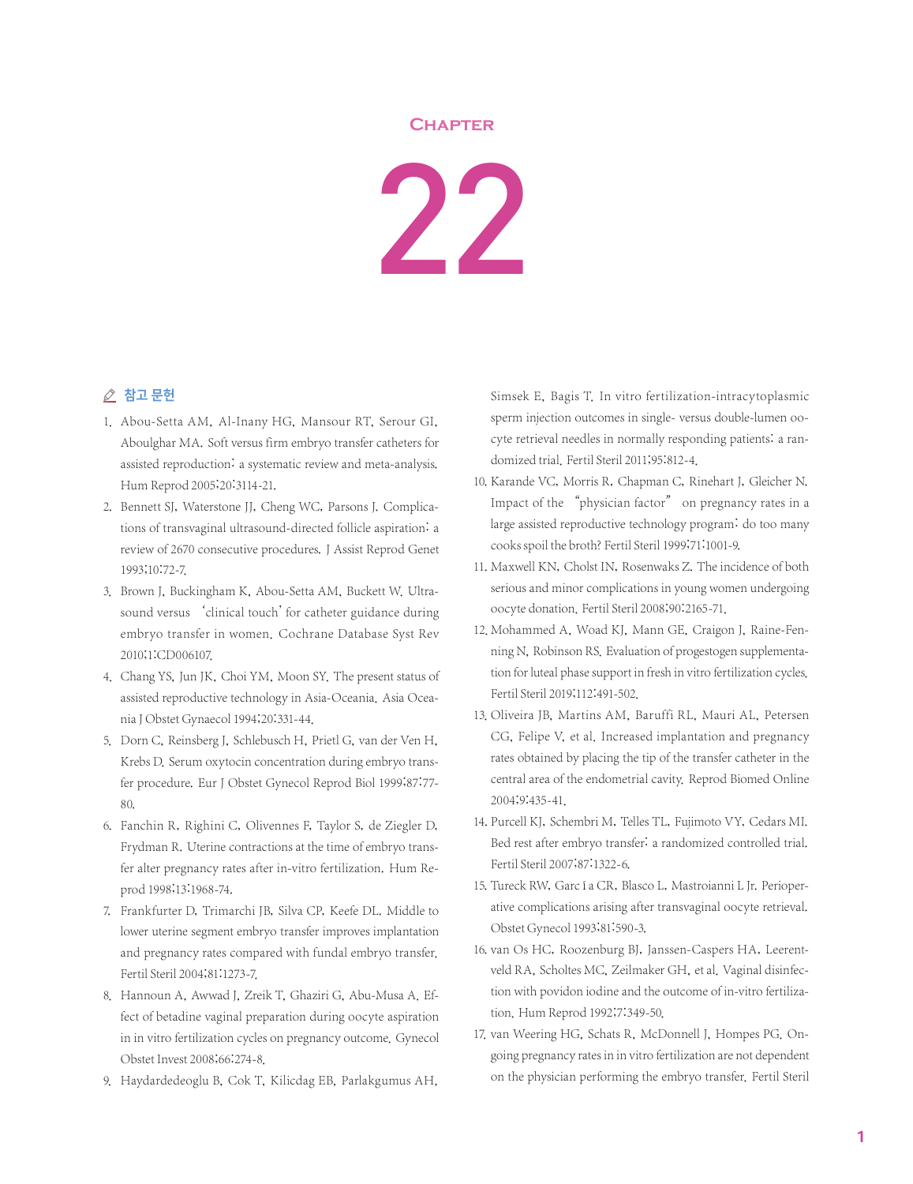# Chapter

# 22

## 참고 문헌

1. Abou-Setta AM, Al-Inany HG, Mansour RT, Serour GI, Aboulghar MA. Soft versus firm embryo transfer catheters for assisted reproduction: a systematic review and meta-analysis. Hum Reprod 2005;20:3114-21.
2. Bennett SJ, Waterstone JJ, Cheng WC, Parsons J. Complications of transvaginal ultrasound-directed follicle aspiration: a review of 2670 consecutive procedures. J Assist Reprod Genet 1993;10:72-7.
3. Brown J, Buckingham K, Abou-Setta AM, Buckett W. Ultrasound versus 'clinical touch' for catheter guidance during embryo transfer in women. Cochrane Database Syst Rev 2010;1:CD006107.
4. Chang YS, Jun JK, Choi YM, Moon SY. The present status of assisted reproductive technology in Asia-Oceania. Asia Oceania J Obstet Gynaecol 1994;20:331-44.
5. Dorn C, Reinsberg J, Schlebusch H, Prietl G, van der Ven H, Krebs D. Serum oxytocin concentration during embryo transfer procedure. Eur J Obstet Gynecol Reprod Biol 1999;87:77-80.
6. Fanchin R, Righini C, Olivennes F, Taylor S, de Ziegler D, Frydman R. Uterine contractions at the time of embryo transfer alter pregnancy rates after in-vitro fertilization. Hum Reprod 1998;13:1968-74.
7. Frankfurter D, Trimarchi JB, Silva CP, Keefe DL. Middle to lower uterine segment embryo transfer improves implantation and pregnancy rates compared with fundal embryo transfer. Fertil Steril 2004;81:1273-7.
8. Hannoun A, Awwad J, Zreik T, Ghaziri G, Abu-Musa A. Effect of betadine vaginal preparation during oocyte aspiration in in vitro fertilization cycles on pregnancy outcome. Gynecol Obstet Invest 2008;66:274-8.
9. Haydardedeoglu B, Cok T, Kilicdag EB, Parlakgumus AH, Simsek E, Bagis T. In vitro fertilization-intracytoplasmic sperm injection outcomes in single- versus double-lumen oocyte retrieval needles in normally responding patients: a randomized trial. Fertil Steril 2011;95:812-4.
10. Karande VC, Morris R, Chapman C, Rinehart J, Gleicher N. Impact of the "physician factor" on pregnancy rates in a large assisted reproductive technology program: do too many cooks spoil the broth? Fertil Steril 1999;71:1001-9.
11. Maxwell KN, Cholst IN, Rosenwaks Z. The incidence of both serious and minor complications in young women undergoing oocyte donation. Fertil Steril 2008;90:2165-71.
12. Mohammed A, Woad KJ, Mann GE, Craigon J, Raine-Fenning N, Robinson RS. Evaluation of progestogen supplementation for luteal phase support in fresh in vitro fertilization cycles. Fertil Steril 2019;112:491-502.
13. Oliveira JB, Martins AM, Baruffi RL, Mauri AL, Petersen CG, Felipe V, et al. Increased implantation and pregnancy rates obtained by placing the tip of the transfer catheter in the central area of the endometrial cavity. Reprod Biomed Online 2004;9:435-41.
14. Purcell KJ, Schembri M, Telles TL, Fujimoto VY, Cedars MI. Bed rest after embryo transfer: a randomized controlled trial. Fertil Steril 2007;87:1322-6.
15. Tureck RW, García CR, Blasco L, Mastroianni L Jr. Perioperative complications arising after transvaginal oocyte retrieval. Obstet Gynecol 1993;81:590-3.
16. van Os HC, Roozenburg BJ, Janssen-Caspers HA, Leerentveld RA, Scholtes MC, Zeilmaker GH, et al. Vaginal disinfection with povidon iodine and the outcome of in-vitro fertilization. Hum Reprod 1992;7:349-50.
17. van Weering HG, Schats R, McDonnell J, Hompes PG. Ongoing pregnancy rates in in vitro fertilization are not dependent on the physician performing the embryo transfer. Fertil Steril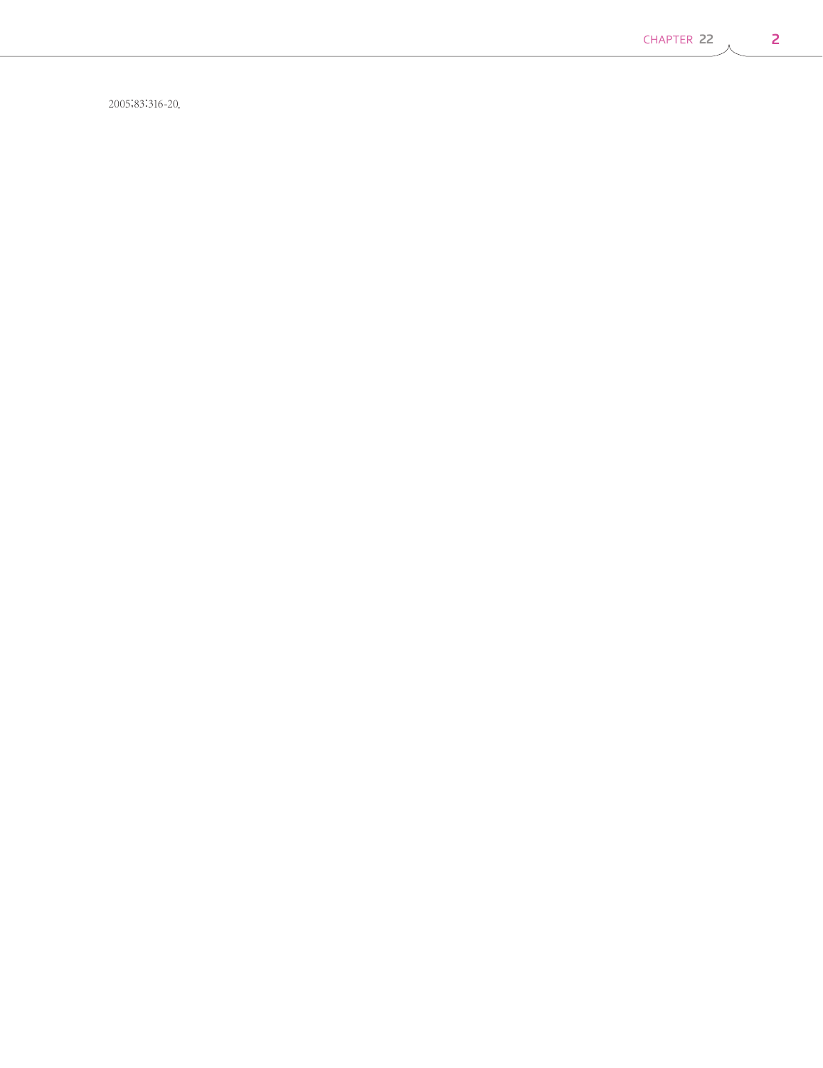2005;83:316-20.